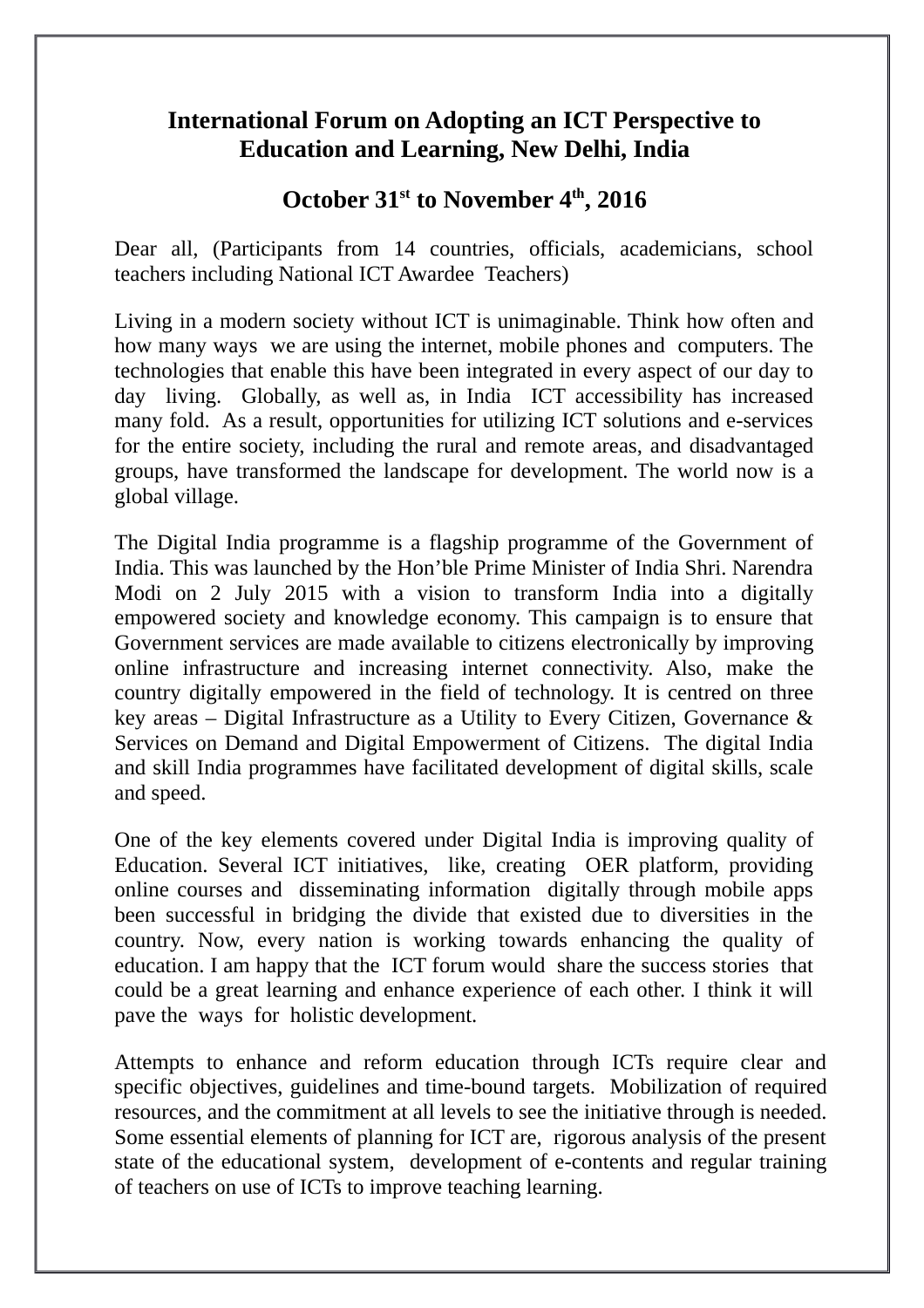# International Forum on Adopting an ICT Perspective to Education and Learning, New Delhi, India

## October 31st to November 4th, 2016

Dear all, (Participants from 14 countries, officials, academicians, school teachers including National ICT Awardee Teachers)

Living in a modern society without ICT is unimaginable. Think how often and how many ways we are using the internet, mobile phones and computers. The technologies that enable this have been integrated in every aspect of our day to day living. Globally, as well as, in India ICT accessibility has increased many fold. As a result, opportunities for utilizing ICT solutions and e-services for the entire society, including the rural and remote areas, and disadvantaged groups, have transformed the landscape for development. The world now is a global village.

The Digital India programme is a flagship programme of the Government of India. This was launched by the Hon'ble Prime Minister of India Shri. Narendra Modi on 2 July 2015 with a vision to transform India into a digitally empowered society and knowledge economy. This campaign is to ensure that Government services are made available to citizens electronically by improving online infrastructure and increasing internet connectivity. Also, make the country digitally empowered in the field of technology. It is centred on three key areas – Digital Infrastructure as a Utility to Every Citizen, Governance & Services on Demand and Digital Empowerment of Citizens. The digital India and skill India programmes have facilitated development of digital skills, scale and speed.

One of the key elements covered under Digital India is improving quality of Education. Several ICT initiatives, like, creating OER platform, providing online courses and disseminating information digitally through mobile apps been successful in bridging the divide that existed due to diversities in the country. Now, every nation is working towards enhancing the quality of education. I am happy that the ICT forum would share the success stories that could be a great learning and enhance experience of each other. I think it will pave the ways for holistic development.

Attempts to enhance and reform education through ICTs require clear and specific objectives, guidelines and time-bound targets. Mobilization of required resources, and the commitment at all levels to see the initiative through is needed. Some essential elements of planning for ICT are, rigorous analysis of the present state of the educational system, development of e-contents and regular training of teachers on use of ICTs to improve teaching learning.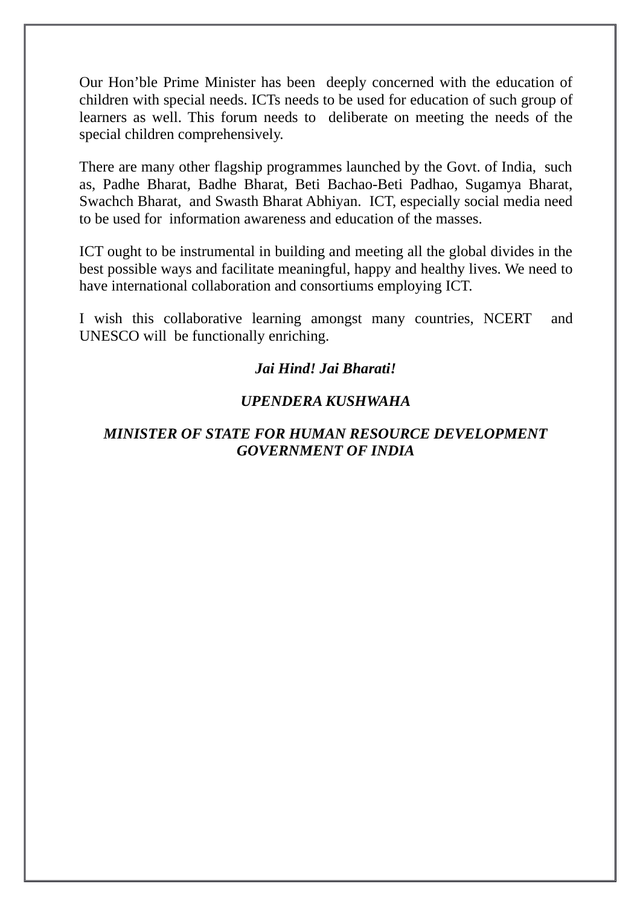Our Hon'ble Prime Minister has been deeply concerned with the education of children with special needs. ICTs needs to be used for education of such group of learners as well. This forum needs to deliberate on meeting the needs of the special children comprehensively.

There are many other flagship programmes launched by the Govt. of India, such as, Padhe Bharat, Badhe Bharat, Beti Bachao-Beti Padhao, Sugamya Bharat, Swachch Bharat, and Swasth Bharat Abhiyan. ICT, especially social media need to be used for information awareness and education of the masses.

ICT ought to be instrumental in building and meeting all the global divides in the best possible ways and facilitate meaningful, happy and healthy lives. We need to have international collaboration and consortiums employing ICT.

I wish this collaborative learning amongst many countries, NCERT and UNESCO will be functionally enriching.

***Jai Hind! Jai Bharati!***

***UPENDERA KUSHWAHA***

***MINISTER OF STATE FOR HUMAN RESOURCE DEVELOPMENT GOVERNMENT OF INDIA***